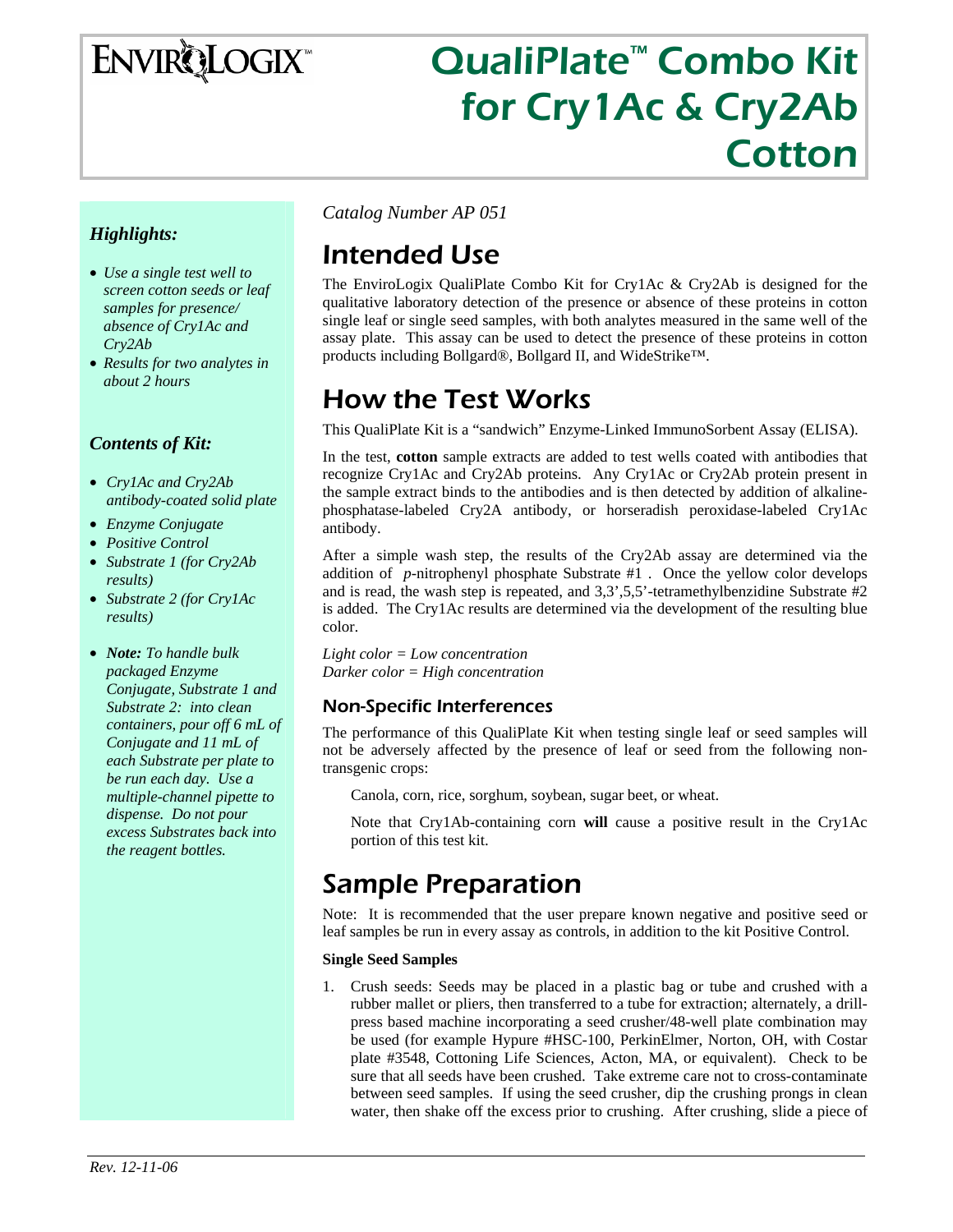# EnviroLogix

# QualiPlate™ Combo Kit for Cry1Ac & Cry2Ab Cotton

### *Highlights:*

- *Use a single test well to screen cotton seeds or leaf samples for presence/ absence of Cry1Ac and Cry2Ab*
- *Results for two analytes in about 2 hours*

### *Contents of Kit:*

- *Cry1Ac and Cry2Ab antibody-coated solid plate*
- *Enzyme Conjugate*
- *Positive Control*
- *Substrate 1 (for Cry2Ab results)*
- *Substrate 2 (for Cry1Ac results)*
- ***Note:** To handle bulk packaged Enzyme Conjugate, Substrate 1 and Substrate 2: into clean containers, pour off 6 mL of Conjugate and 11 mL of each Substrate per plate to be run each day. Use a multiple-channel pipette to dispense. Do not pour excess Substrates back into the reagent bottles.*

*Catalog Number AP 051*

## Intended Use

The EnviroLogix QualiPlate Combo Kit for Cry1Ac & Cry2Ab is designed for the qualitative laboratory detection of the presence or absence of these proteins in cotton single leaf or single seed samples, with both analytes measured in the same well of the assay plate. This assay can be used to detect the presence of these proteins in cotton products including Bollgard®, Bollgard II, and WideStrike™.

## How the Test Works

This QualiPlate Kit is a "sandwich" Enzyme-Linked ImmunoSorbent Assay (ELISA).

In the test, **cotton** sample extracts are added to test wells coated with antibodies that recognize Cry1Ac and Cry2Ab proteins. Any Cry1Ac or Cry2Ab protein present in the sample extract binds to the antibodies and is then detected by addition of alkaline-phosphatase-labeled Cry2A antibody, or horseradish peroxidase-labeled Cry1Ac antibody.

After a simple wash step, the results of the Cry2Ab assay are determined via the addition of *p*-nitrophenyl phosphate Substrate #1 . Once the yellow color develops and is read, the wash step is repeated, and 3,3',5,5'-tetramethylbenzidine Substrate #2 is added. The Cry1Ac results are determined via the development of the resulting blue color.

*Light color = Low concentration*
*Darker color = High concentration*

### Non-Specific Interferences

The performance of this QualiPlate Kit when testing single leaf or seed samples will not be adversely affected by the presence of leaf or seed from the following non-transgenic crops:

Canola, corn, rice, sorghum, soybean, sugar beet, or wheat.

Note that Cry1Ab-containing corn **will** cause a positive result in the Cry1Ac portion of this test kit.

## Sample Preparation

Note: It is recommended that the user prepare known negative and positive seed or leaf samples be run in every assay as controls, in addition to the kit Positive Control.

**Single Seed Samples**

1. Crush seeds: Seeds may be placed in a plastic bag or tube and crushed with a rubber mallet or pliers, then transferred to a tube for extraction; alternately, a drill-press based machine incorporating a seed crusher/48-well plate combination may be used (for example Hypure #HSC-100, PerkinElmer, Norton, OH, with Costar plate #3548, Cottoning Life Sciences, Acton, MA, or equivalent). Check to be sure that all seeds have been crushed. Take extreme care not to cross-contaminate between seed samples. If using the seed crusher, dip the crushing prongs in clean water, then shake off the excess prior to crushing. After crushing, slide a piece of

*Rev. 12-11-06*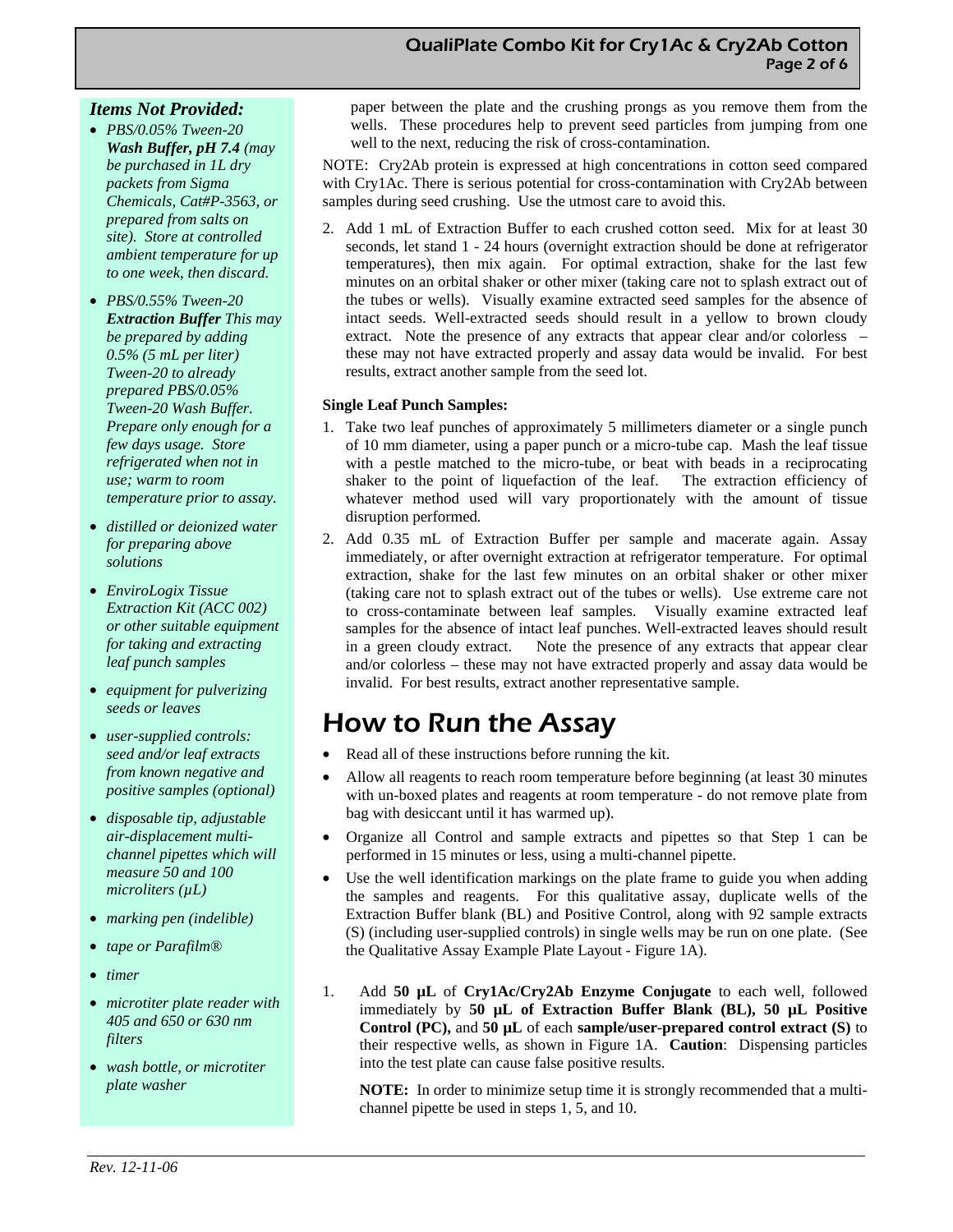### *Items Not Provided:*

- *PBS/0.05% Tween-20* ***Wash Buffer, pH 7.4*** *(may be purchased in 1L dry packets from Sigma Chemicals, Cat#P-3563, or prepared from salts on site). Store at controlled ambient temperature for up to one week, then discard.*
- *PBS/0.55% Tween-20* ***Extraction Buffer*** *This may be prepared by adding 0.5% (5 mL per liter) Tween-20 to already prepared PBS/0.05% Tween-20 Wash Buffer. Prepare only enough for a few days usage. Store refrigerated when not in use; warm to room temperature prior to assay.*
- *distilled or deionized water for preparing above solutions*
- *EnviroLogix Tissue Extraction Kit (ACC 002) or other suitable equipment for taking and extracting leaf punch samples*
- *equipment for pulverizing seeds or leaves*
- *user-supplied controls: seed and/or leaf extracts from known negative and positive samples (optional)*
- *disposable tip, adjustable air-displacement multi-channel pipettes which will measure 50 and 100 microliters (µL)*
- *marking pen (indelible)*
- *tape or Parafilm®*
- *timer*
- *microtiter plate reader with 405 and 650 or 630 nm filters*
- *wash bottle, or microtiter plate washer*

paper between the plate and the crushing prongs as you remove them from the wells. These procedures help to prevent seed particles from jumping from one well to the next, reducing the risk of cross-contamination.

NOTE: Cry2Ab protein is expressed at high concentrations in cotton seed compared with Cry1Ac. There is serious potential for cross-contamination with Cry2Ab between samples during seed crushing. Use the utmost care to avoid this.

2. Add 1 mL of Extraction Buffer to each crushed cotton seed. Mix for at least 30 seconds, let stand 1 - 24 hours (overnight extraction should be done at refrigerator temperatures), then mix again. For optimal extraction, shake for the last few minutes on an orbital shaker or other mixer (taking care not to splash extract out of the tubes or wells). Visually examine extracted seed samples for the absence of intact seeds. Well-extracted seeds should result in a yellow to brown cloudy extract. Note the presence of any extracts that appear clear and/or colorless – these may not have extracted properly and assay data would be invalid. For best results, extract another sample from the seed lot.

**Single Leaf Punch Samples:**

1. Take two leaf punches of approximately 5 millimeters diameter or a single punch of 10 mm diameter, using a paper punch or a micro-tube cap. Mash the leaf tissue with a pestle matched to the micro-tube, or beat with beads in a reciprocating shaker to the point of liquefaction of the leaf. The extraction efficiency of whatever method used will vary proportionately with the amount of tissue disruption performed.
2. Add 0.35 mL of Extraction Buffer per sample and macerate again. Assay immediately, or after overnight extraction at refrigerator temperature. For optimal extraction, shake for the last few minutes on an orbital shaker or other mixer (taking care not to splash extract out of the tubes or wells). Use extreme care not to cross-contaminate between leaf samples. Visually examine extracted leaf samples for the absence of intact leaf punches. Well-extracted leaves should result in a green cloudy extract. Note the presence of any extracts that appear clear and/or colorless – these may not have extracted properly and assay data would be invalid. For best results, extract another representative sample.

# How to Run the Assay

- Read all of these instructions before running the kit.
- Allow all reagents to reach room temperature before beginning (at least 30 minutes with un-boxed plates and reagents at room temperature - do not remove plate from bag with desiccant until it has warmed up).
- Organize all Control and sample extracts and pipettes so that Step 1 can be performed in 15 minutes or less, using a multi-channel pipette.
- Use the well identification markings on the plate frame to guide you when adding the samples and reagents. For this qualitative assay, duplicate wells of the Extraction Buffer blank (BL) and Positive Control, along with 92 sample extracts (S) (including user-supplied controls) in single wells may be run on one plate. (See the Qualitative Assay Example Plate Layout - Figure 1A).

1. Add **50 µL** of **Cry1Ac/Cry2Ab Enzyme Conjugate** to each well, followed immediately by **50 µL of Extraction Buffer Blank (BL), 50 µL Positive Control (PC),** and **50 µL** of each **sample/user-prepared control extract (S)** to their respective wells, as shown in Figure 1A. **Caution**: Dispensing particles into the test plate can cause false positive results.

   **NOTE:** In order to minimize setup time it is strongly recommended that a multi-channel pipette be used in steps 1, 5, and 10.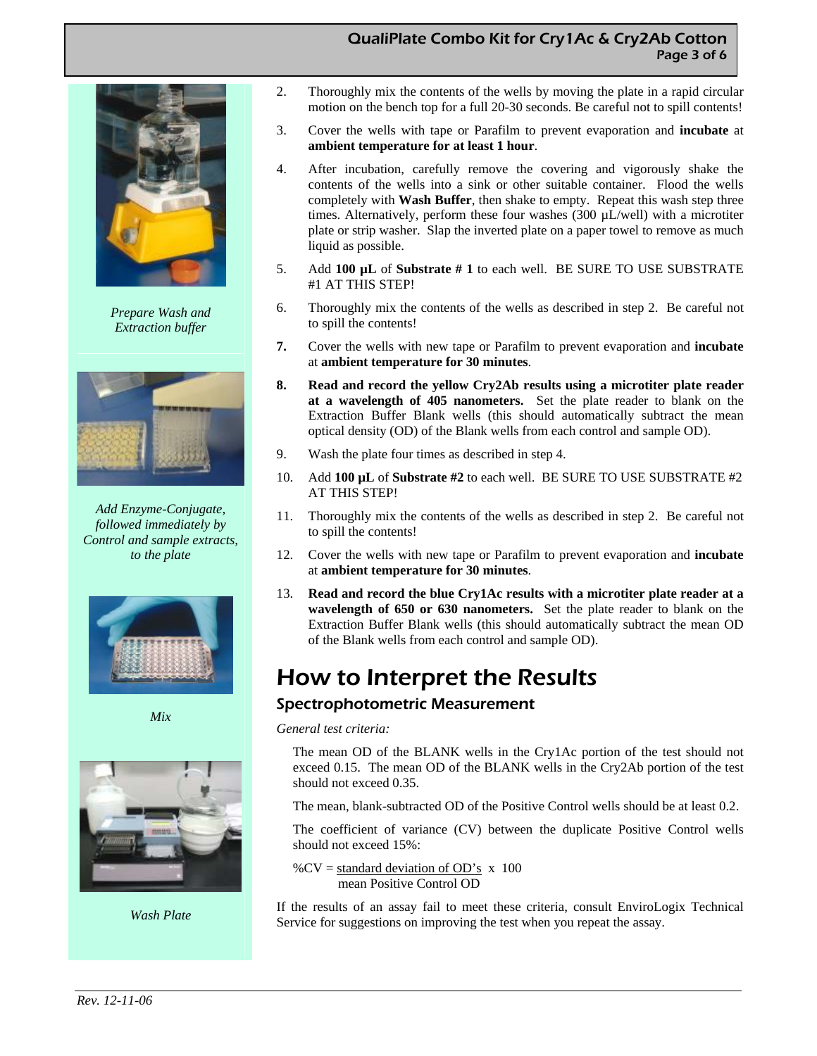*Prepare Wash and Extraction buffer*

*Add Enzyme-Conjugate, followed immediately by Control and sample extracts, to the plate*

*Mix*

*Wash Plate*

2. Thoroughly mix the contents of the wells by moving the plate in a rapid circular motion on the bench top for a full 20-30 seconds. Be careful not to spill contents!
3. Cover the wells with tape or Parafilm to prevent evaporation and **incubate** at **ambient temperature for at least 1 hour**.
4. After incubation, carefully remove the covering and vigorously shake the contents of the wells into a sink or other suitable container. Flood the wells completely with **Wash Buffer**, then shake to empty. Repeat this wash step three times. Alternatively, perform these four washes (300 µL/well) with a microtiter plate or strip washer. Slap the inverted plate on a paper towel to remove as much liquid as possible.
5. Add **100 µL** of **Substrate # 1** to each well. BE SURE TO USE SUBSTRATE #1 AT THIS STEP!
6. Thoroughly mix the contents of the wells as described in step 2. Be careful not to spill the contents!
7. Cover the wells with new tape or Parafilm to prevent evaporation and **incubate** at **ambient temperature for 30 minutes**.
8. **Read and record the yellow Cry2Ab results using a microtiter plate reader at a wavelength of 405 nanometers.** Set the plate reader to blank on the Extraction Buffer Blank wells (this should automatically subtract the mean optical density (OD) of the Blank wells from each control and sample OD).
9. Wash the plate four times as described in step 4.
10. Add **100 µL** of **Substrate #2** to each well. BE SURE TO USE SUBSTRATE #2 AT THIS STEP!
11. Thoroughly mix the contents of the wells as described in step 2. Be careful not to spill the contents!
12. Cover the wells with new tape or Parafilm to prevent evaporation and **incubate** at **ambient temperature for 30 minutes**.
13. **Read and record the blue Cry1Ac results with a microtiter plate reader at a wavelength of 650 or 630 nanometers.** Set the plate reader to blank on the Extraction Buffer Blank wells (this should automatically subtract the mean OD of the Blank wells from each control and sample OD).

# How to Interpret the Results

## Spectrophotometric Measurement

*General test criteria:*

The mean OD of the BLANK wells in the Cry1Ac portion of the test should not exceed 0.15. The mean OD of the BLANK wells in the Cry2Ab portion of the test should not exceed 0.35.

The mean, blank-subtracted OD of the Positive Control wells should be at least 0.2.

The coefficient of variance (CV) between the duplicate Positive Control wells should not exceed 15%:

$$\%CV = \frac{\text{standard deviation of OD's}}{\text{mean Positive Control OD}} \times 100$$

If the results of an assay fail to meet these criteria, consult EnviroLogix Technical Service for suggestions on improving the test when you repeat the assay.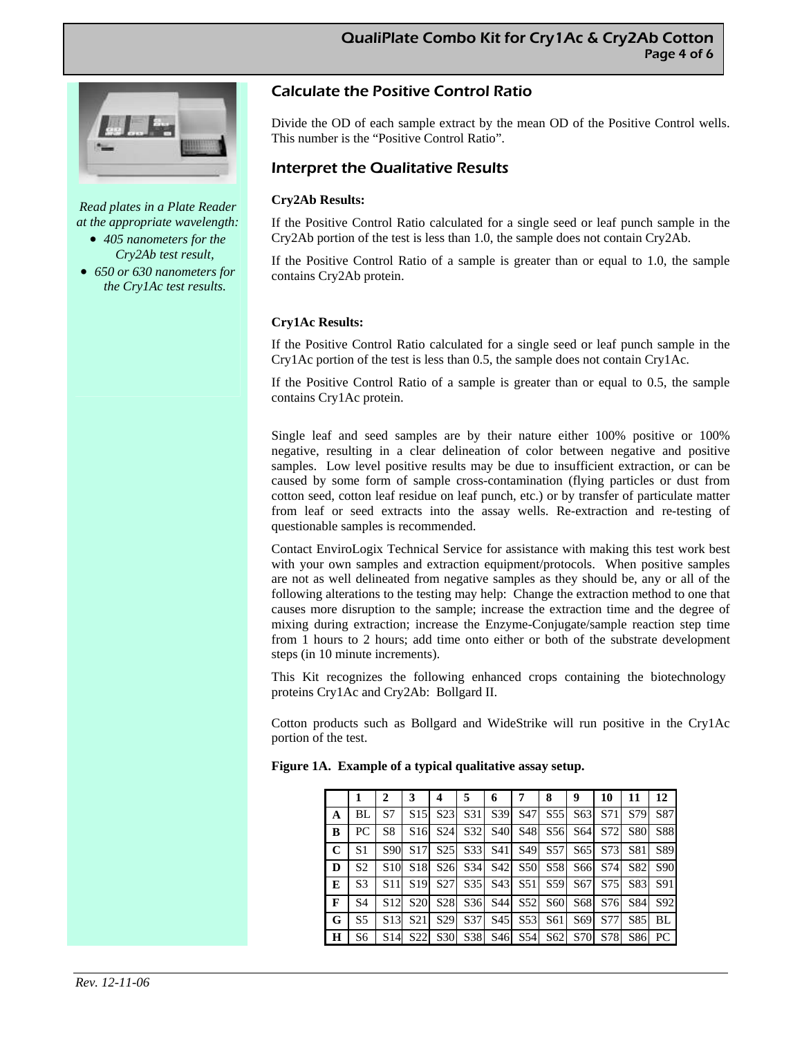*Read plates in a Plate Reader at the appropriate wavelength:*

- *405 nanometers for the Cry2Ab test result,*
- *650 or 630 nanometers for the Cry1Ac test results.*

## Calculate the Positive Control Ratio

Divide the OD of each sample extract by the mean OD of the Positive Control wells. This number is the "Positive Control Ratio".

## Interpret the Qualitative Results

**Cry2Ab Results:**

If the Positive Control Ratio calculated for a single seed or leaf punch sample in the Cry2Ab portion of the test is less than 1.0, the sample does not contain Cry2Ab.

If the Positive Control Ratio of a sample is greater than or equal to 1.0, the sample contains Cry2Ab protein.

**Cry1Ac Results:**

If the Positive Control Ratio calculated for a single seed or leaf punch sample in the Cry1Ac portion of the test is less than 0.5, the sample does not contain Cry1Ac.

If the Positive Control Ratio of a sample is greater than or equal to 0.5, the sample contains Cry1Ac protein.

Single leaf and seed samples are by their nature either 100% positive or 100% negative, resulting in a clear delineation of color between negative and positive samples. Low level positive results may be due to insufficient extraction, or can be caused by some form of sample cross-contamination (flying particles or dust from cotton seed, cotton leaf residue on leaf punch, etc.) or by transfer of particulate matter from leaf or seed extracts into the assay wells. Re-extraction and re-testing of questionable samples is recommended.

Contact EnviroLogix Technical Service for assistance with making this test work best with your own samples and extraction equipment/protocols. When positive samples are not as well delineated from negative samples as they should be, any or all of the following alterations to the testing may help: Change the extraction method to one that causes more disruption to the sample; increase the extraction time and the degree of mixing during extraction; increase the Enzyme-Conjugate/sample reaction step time from 1 hours to 2 hours; add time onto either or both of the substrate development steps (in 10 minute increments).

This Kit recognizes the following enhanced crops containing the biotechnology proteins Cry1Ac and Cry2Ab: Bollgard II.

Cotton products such as Bollgard and WideStrike will run positive in the Cry1Ac portion of the test.

**Figure 1A. Example of a typical qualitative assay setup.**

| | 1 | 2 | 3 | 4 | 5 | 6 | 7 | 8 | 9 | 10 | 11 | 12 |
|---|---|---|---|---|---|---|---|---|---|---|---|---|
| **A** | BL | S7 | S15 | S23 | S31 | S39 | S47 | S55 | S63 | S71 | S79 | S87 |
| **B** | PC | S8 | S16 | S24 | S32 | S40 | S48 | S56 | S64 | S72 | S80 | S88 |
| **C** | S1 | S90 | S17 | S25 | S33 | S41 | S49 | S57 | S65 | S73 | S81 | S89 |
| **D** | S2 | S10 | S18 | S26 | S34 | S42 | S50 | S58 | S66 | S74 | S82 | S90 |
| **E** | S3 | S11 | S19 | S27 | S35 | S43 | S51 | S59 | S67 | S75 | S83 | S91 |
| **F** | S4 | S12 | S20 | S28 | S36 | S44 | S52 | S60 | S68 | S76 | S84 | S92 |
| **G** | S5 | S13 | S21 | S29 | S37 | S45 | S53 | S61 | S69 | S77 | S85 | BL |
| **H** | S6 | S14 | S22 | S30 | S38 | S46 | S54 | S62 | S70 | S78 | S86 | PC |

*Rev. 12-11-06*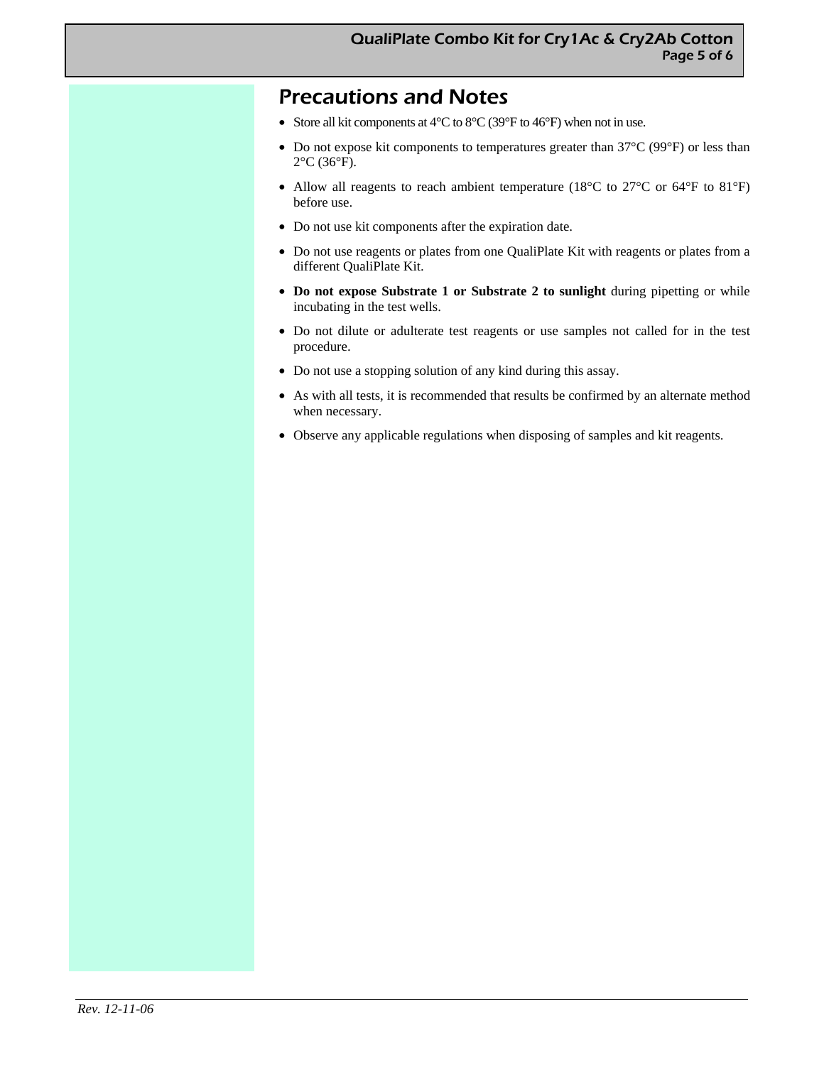## Precautions and Notes

- Store all kit components at 4°C to 8°C (39°F to 46°F) when not in use.
- Do not expose kit components to temperatures greater than 37°C (99°F) or less than 2°C (36°F).
- Allow all reagents to reach ambient temperature (18°C to 27°C or 64°F to 81°F) before use.
- Do not use kit components after the expiration date.
- Do not use reagents or plates from one QualiPlate Kit with reagents or plates from a different QualiPlate Kit.
- **Do not expose Substrate 1 or Substrate 2 to sunlight** during pipetting or while incubating in the test wells.
- Do not dilute or adulterate test reagents or use samples not called for in the test procedure.
- Do not use a stopping solution of any kind during this assay.
- As with all tests, it is recommended that results be confirmed by an alternate method when necessary.
- Observe any applicable regulations when disposing of samples and kit reagents.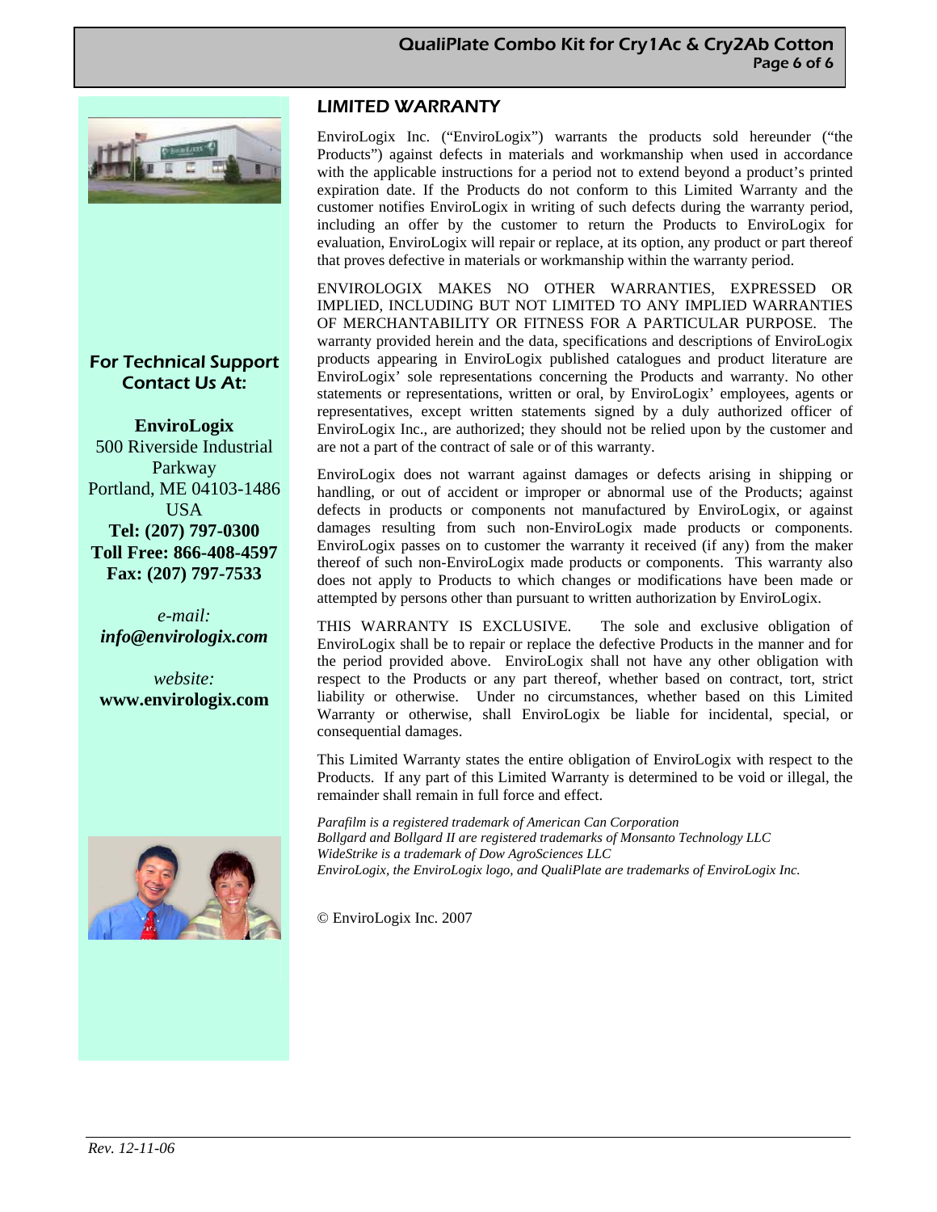## LIMITED WARRANTY

EnviroLogix Inc. ("EnviroLogix") warrants the products sold hereunder ("the Products") against defects in materials and workmanship when used in accordance with the applicable instructions for a period not to extend beyond a product's printed expiration date. If the Products do not conform to this Limited Warranty and the customer notifies EnviroLogix in writing of such defects during the warranty period, including an offer by the customer to return the Products to EnviroLogix for evaluation, EnviroLogix will repair or replace, at its option, any product or part thereof that proves defective in materials or workmanship within the warranty period.

ENVIROLOGIX MAKES NO OTHER WARRANTIES, EXPRESSED OR IMPLIED, INCLUDING BUT NOT LIMITED TO ANY IMPLIED WARRANTIES OF MERCHANTABILITY OR FITNESS FOR A PARTICULAR PURPOSE. The warranty provided herein and the data, specifications and descriptions of EnviroLogix products appearing in EnviroLogix published catalogues and product literature are EnviroLogix' sole representations concerning the Products and warranty. No other statements or representations, written or oral, by EnviroLogix' employees, agents or representatives, except written statements signed by a duly authorized officer of EnviroLogix Inc., are authorized; they should not be relied upon by the customer and are not a part of the contract of sale or of this warranty.

EnviroLogix does not warrant against damages or defects arising in shipping or handling, or out of accident or improper or abnormal use of the Products; against defects in products or components not manufactured by EnviroLogix, or against damages resulting from such non-EnviroLogix made products or components. EnviroLogix passes on to customer the warranty it received (if any) from the maker thereof of such non-EnviroLogix made products or components. This warranty also does not apply to Products to which changes or modifications have been made or attempted by persons other than pursuant to written authorization by EnviroLogix.

THIS WARRANTY IS EXCLUSIVE. The sole and exclusive obligation of EnviroLogix shall be to repair or replace the defective Products in the manner and for the period provided above. EnviroLogix shall not have any other obligation with respect to the Products or any part thereof, whether based on contract, tort, strict liability or otherwise. Under no circumstances, whether based on this Limited Warranty or otherwise, shall EnviroLogix be liable for incidental, special, or consequential damages.

This Limited Warranty states the entire obligation of EnviroLogix with respect to the Products. If any part of this Limited Warranty is determined to be void or illegal, the remainder shall remain in full force and effect.

*Parafilm is a registered trademark of American Can Corporation*
*Bollgard and Bollgard II are registered trademarks of Monsanto Technology LLC*
*WideStrike is a trademark of Dow AgroSciences LLC*
*EnviroLogix, the EnviroLogix logo, and QualiPlate are trademarks of EnviroLogix Inc.*

© EnviroLogix Inc. 2007

### For Technical Support Contact Us At:

**EnviroLogix**
500 Riverside Industrial Parkway
Portland, ME 04103-1486
USA
**Tel: (207) 797-0300**
**Toll Free: 866-408-4597**
**Fax: (207) 797-7533**

*e-mail:*
***info@envirologix.com***

*website:*
**www.envirologix.com**

*Rev. 12-11-06*